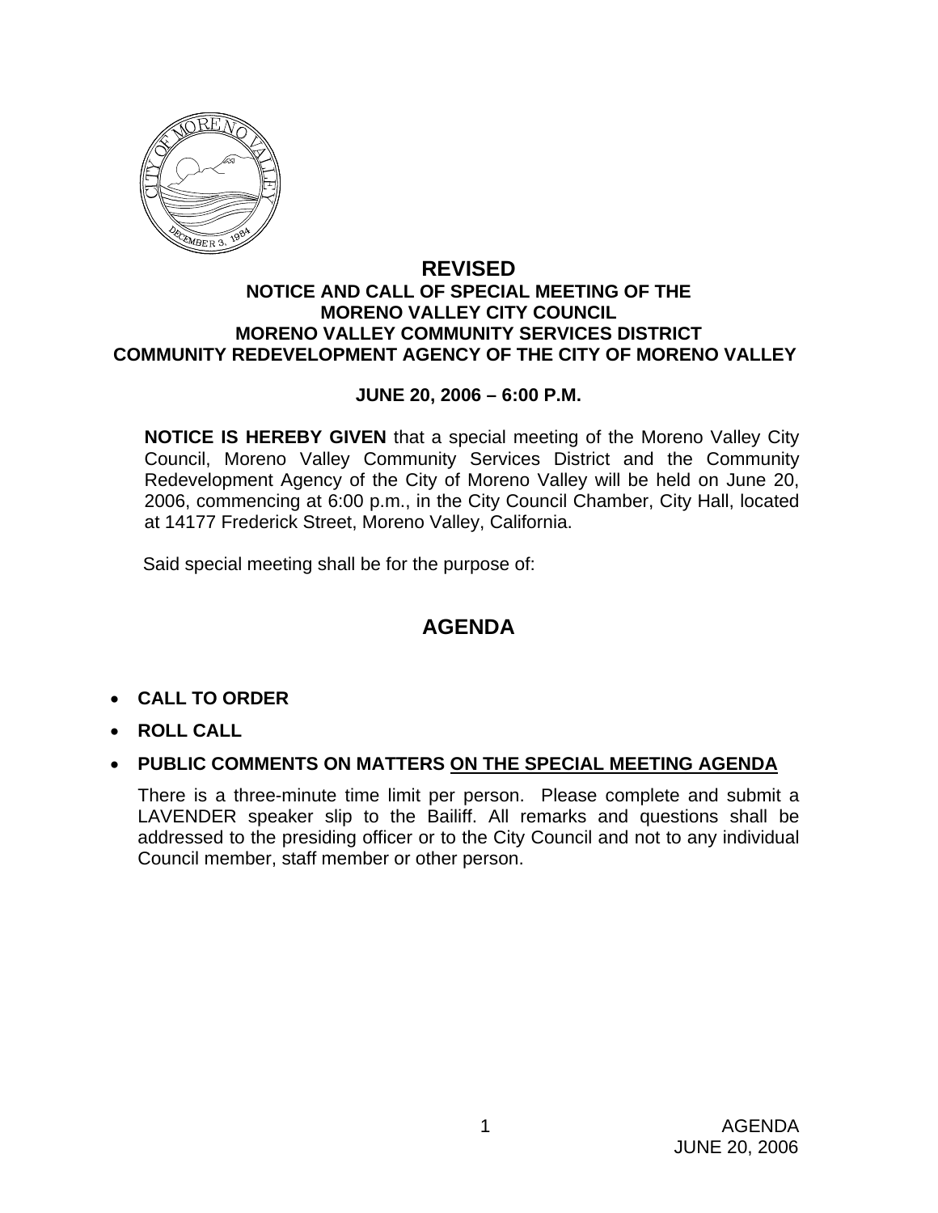# REVISED

## NOTICE AND CALL OF SPECIAL MEETING OF THE MORENO VALLEY CITY COUNCIL MORENO VALLEY COMMUNITY SERVICES DISTRICT COMMUNITY REDEVELOPMENT AGENCY OF THE CITY OF MORENO VALLEY

**JUNE 20, 2006 – 6:00 P.M.**

**NOTICE IS HEREBY GIVEN** that a special meeting of the Moreno Valley City Council, Moreno Valley Community Services District and the Community Redevelopment Agency of the City of Moreno Valley will be held on June 20, 2006, commencing at 6:00 p.m., in the City Council Chamber, City Hall, located at 14177 Frederick Street, Moreno Valley, California.

Said special meeting shall be for the purpose of:

## AGENDA

- **CALL TO ORDER**
- **ROLL CALL**
- **PUBLIC COMMENTS ON MATTERS ON THE SPECIAL MEETING AGENDA**

  There is a three-minute time limit per person. Please complete and submit a LAVENDER speaker slip to the Bailiff. All remarks and questions shall be addressed to the presiding officer or to the City Council and not to any individual Council member, staff member or other person.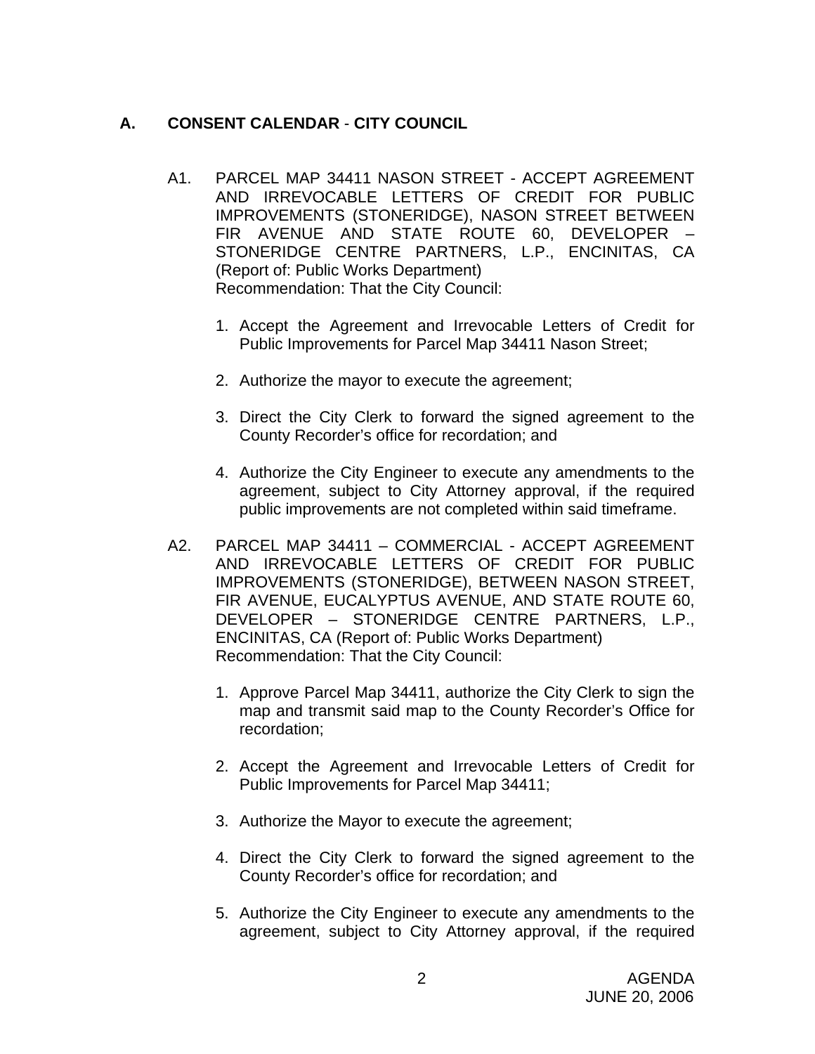## A. CONSENT CALENDAR - CITY COUNCIL

A1. PARCEL MAP 34411 NASON STREET - ACCEPT AGREEMENT AND IRREVOCABLE LETTERS OF CREDIT FOR PUBLIC IMPROVEMENTS (STONERIDGE), NASON STREET BETWEEN FIR AVENUE AND STATE ROUTE 60, DEVELOPER – STONERIDGE CENTRE PARTNERS, L.P., ENCINITAS, CA (Report of: Public Works Department)
Recommendation: That the City Council:

1. Accept the Agreement and Irrevocable Letters of Credit for Public Improvements for Parcel Map 34411 Nason Street;

2. Authorize the mayor to execute the agreement;

3. Direct the City Clerk to forward the signed agreement to the County Recorder's office for recordation; and

4. Authorize the City Engineer to execute any amendments to the agreement, subject to City Attorney approval, if the required public improvements are not completed within said timeframe.

A2. PARCEL MAP 34411 – COMMERCIAL - ACCEPT AGREEMENT AND IRREVOCABLE LETTERS OF CREDIT FOR PUBLIC IMPROVEMENTS (STONERIDGE), BETWEEN NASON STREET, FIR AVENUE, EUCALYPTUS AVENUE, AND STATE ROUTE 60, DEVELOPER – STONERIDGE CENTRE PARTNERS, L.P., ENCINITAS, CA (Report of: Public Works Department)
Recommendation: That the City Council:

1. Approve Parcel Map 34411, authorize the City Clerk to sign the map and transmit said map to the County Recorder's Office for recordation;

2. Accept the Agreement and Irrevocable Letters of Credit for Public Improvements for Parcel Map 34411;

3. Authorize the Mayor to execute the agreement;

4. Direct the City Clerk to forward the signed agreement to the County Recorder's office for recordation; and

5. Authorize the City Engineer to execute any amendments to the agreement, subject to City Attorney approval, if the required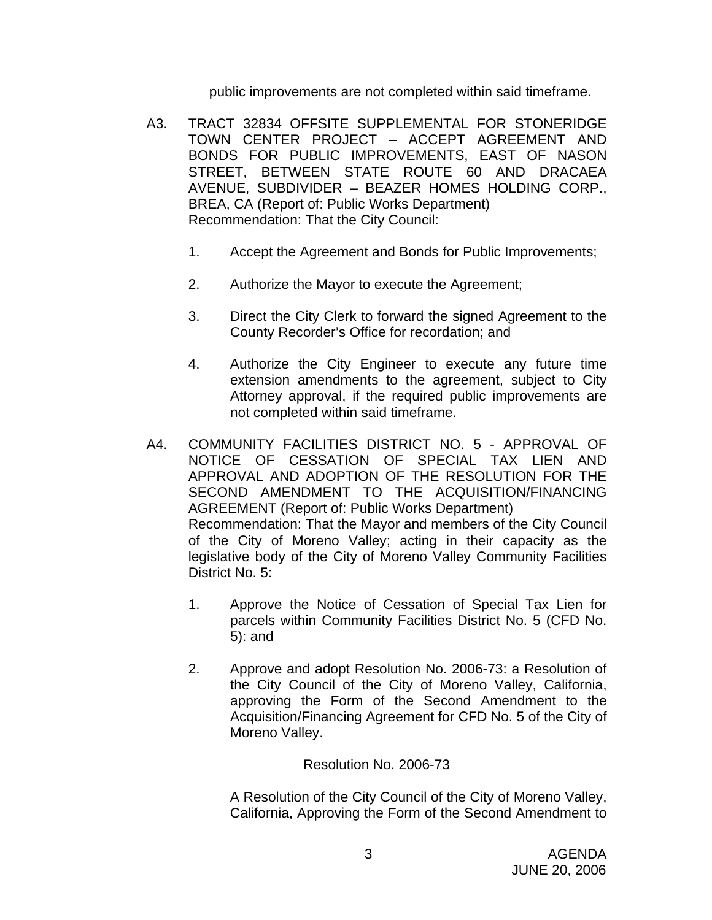public improvements are not completed within said timeframe.

A3. TRACT 32834 OFFSITE SUPPLEMENTAL FOR STONERIDGE TOWN CENTER PROJECT – ACCEPT AGREEMENT AND BONDS FOR PUBLIC IMPROVEMENTS, EAST OF NASON STREET, BETWEEN STATE ROUTE 60 AND DRACAEA AVENUE, SUBDIVIDER – BEAZER HOMES HOLDING CORP., BREA, CA (Report of: Public Works Department)
Recommendation: That the City Council:

1. Accept the Agreement and Bonds for Public Improvements;

2. Authorize the Mayor to execute the Agreement;

3. Direct the City Clerk to forward the signed Agreement to the County Recorder's Office for recordation; and

4. Authorize the City Engineer to execute any future time extension amendments to the agreement, subject to City Attorney approval, if the required public improvements are not completed within said timeframe.

A4. COMMUNITY FACILITIES DISTRICT NO. 5 - APPROVAL OF NOTICE OF CESSATION OF SPECIAL TAX LIEN AND APPROVAL AND ADOPTION OF THE RESOLUTION FOR THE SECOND AMENDMENT TO THE ACQUISITION/FINANCING AGREEMENT (Report of: Public Works Department)
Recommendation: That the Mayor and members of the City Council of the City of Moreno Valley; acting in their capacity as the legislative body of the City of Moreno Valley Community Facilities District No. 5:

1. Approve the Notice of Cessation of Special Tax Lien for parcels within Community Facilities District No. 5 (CFD No. 5): and

2. Approve and adopt Resolution No. 2006-73: a Resolution of the City Council of the City of Moreno Valley, California, approving the Form of the Second Amendment to the Acquisition/Financing Agreement for CFD No. 5 of the City of Moreno Valley.

Resolution No. 2006-73

A Resolution of the City Council of the City of Moreno Valley, California, Approving the Form of the Second Amendment to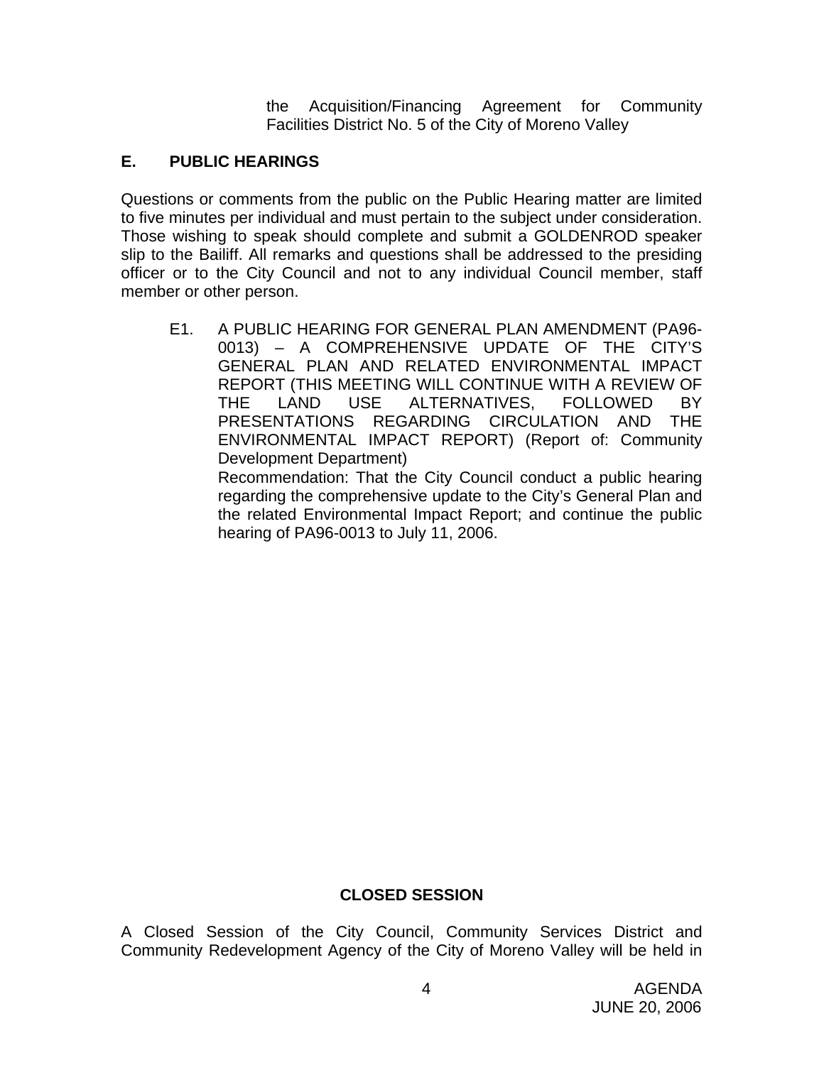the Acquisition/Financing Agreement for Community Facilities District No. 5 of the City of Moreno Valley

## E. PUBLIC HEARINGS

Questions or comments from the public on the Public Hearing matter are limited to five minutes per individual and must pertain to the subject under consideration. Those wishing to speak should complete and submit a GOLDENROD speaker slip to the Bailiff. All remarks and questions shall be addressed to the presiding officer or to the City Council and not to any individual Council member, staff member or other person.

E1. A PUBLIC HEARING FOR GENERAL PLAN AMENDMENT (PA96-0013) – A COMPREHENSIVE UPDATE OF THE CITY'S GENERAL PLAN AND RELATED ENVIRONMENTAL IMPACT REPORT (THIS MEETING WILL CONTINUE WITH A REVIEW OF THE LAND USE ALTERNATIVES, FOLLOWED BY PRESENTATIONS REGARDING CIRCULATION AND THE ENVIRONMENTAL IMPACT REPORT) (Report of: Community Development Department)

Recommendation: That the City Council conduct a public hearing regarding the comprehensive update to the City's General Plan and the related Environmental Impact Report; and continue the public hearing of PA96-0013 to July 11, 2006.

## CLOSED SESSION

A Closed Session of the City Council, Community Services District and Community Redevelopment Agency of the City of Moreno Valley will be held in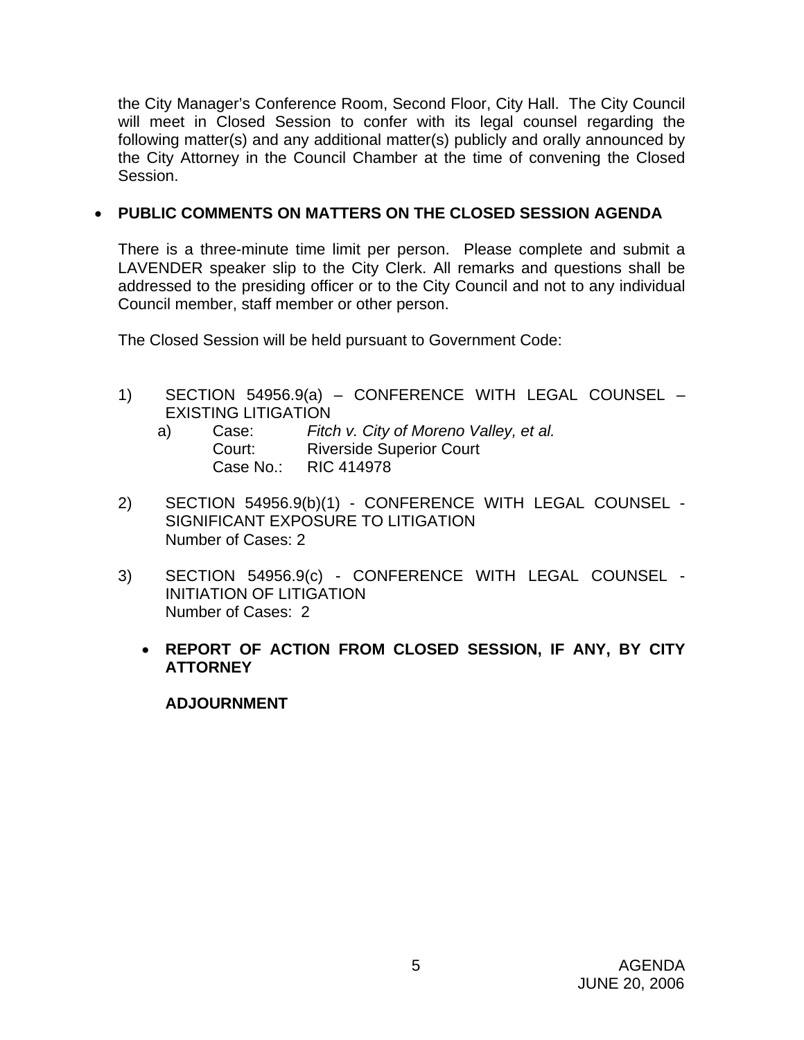the City Manager's Conference Room, Second Floor, City Hall. The City Council will meet in Closed Session to confer with its legal counsel regarding the following matter(s) and any additional matter(s) publicly and orally announced by the City Attorney in the Council Chamber at the time of convening the Closed Session.

- **PUBLIC COMMENTS ON MATTERS ON THE CLOSED SESSION AGENDA**

  There is a three-minute time limit per person. Please complete and submit a LAVENDER speaker slip to the City Clerk. All remarks and questions shall be addressed to the presiding officer or to the City Council and not to any individual Council member, staff member or other person.

  The Closed Session will be held pursuant to Government Code:

1) SECTION 54956.9(a) – CONFERENCE WITH LEGAL COUNSEL – EXISTING LITIGATION
   a) Case: *Fitch v. City of Moreno Valley, et al.*
      Court: Riverside Superior Court
      Case No.: RIC 414978

2) SECTION 54956.9(b)(1) - CONFERENCE WITH LEGAL COUNSEL - SIGNIFICANT EXPOSURE TO LITIGATION
   Number of Cases: 2

3) SECTION 54956.9(c) - CONFERENCE WITH LEGAL COUNSEL - INITIATION OF LITIGATION
   Number of Cases: 2

   - **REPORT OF ACTION FROM CLOSED SESSION, IF ANY, BY CITY ATTORNEY**

   **ADJOURNMENT**